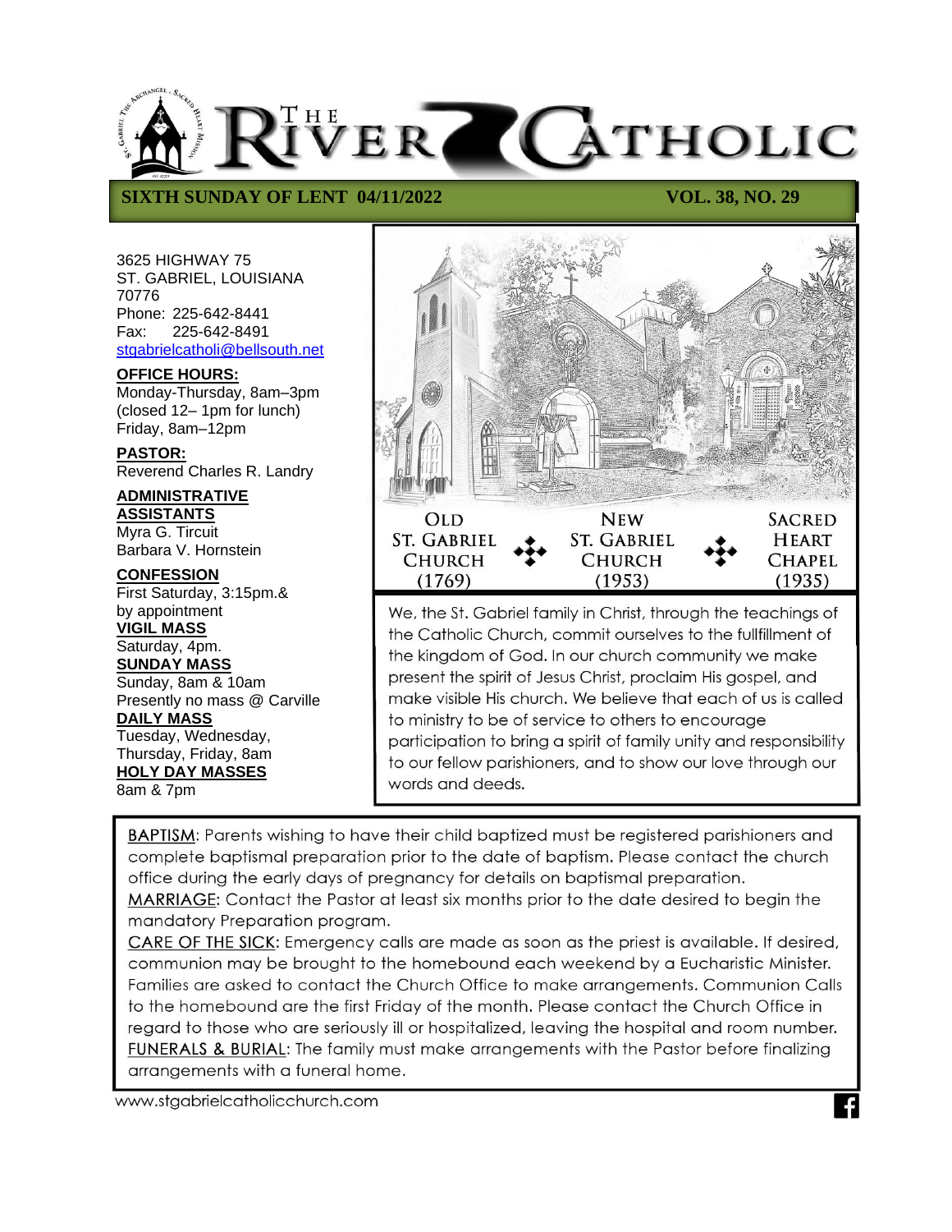# THE RIVER CATHOLIC

**SIXTH SUNDAY OF LENT 04/11/2022** **VOL. 38, NO. 29**

3625 HIGHWAY 75
ST. GABRIEL, LOUISIANA
70776
Phone: 225-642-8441
Fax: 225-642-8491
stgabrielcatholi@bellsouth.net

**OFFICE HOURS:**
Monday-Thursday, 8am–3pm
(closed 12– 1pm for lunch)
Friday, 8am–12pm

**PASTOR:**
Reverend Charles R. Landry

**ADMINISTRATIVE ASSISTANTS**
Myra G. Tircuit
Barbara V. Hornstein

**CONFESSION**
First Saturday, 3:15pm.&
by appointment

**VIGIL MASS**
Saturday, 4pm.

**SUNDAY MASS**
Sunday, 8am & 10am
Presently no mass @ Carville

**DAILY MASS**
Tuesday, Wednesday,
Thursday, Friday, 8am

**HOLY DAY MASSES**
8am & 7pm

OLD ST. GABRIEL CHURCH (1769) ❖ NEW ST. GABRIEL CHURCH (1953) ❖ SACRED HEART CHAPEL (1935)

We, the St. Gabriel family in Christ, through the teachings of the Catholic Church, commit ourselves to the fullfillment of the kingdom of God. In our church community we make present the spirit of Jesus Christ, proclaim His gospel, and make visible His church. We believe that each of us is called to ministry to be of service to others to encourage participation to bring a spirit of family unity and responsibility to our fellow parishioners, and to show our love through our words and deeds.

BAPTISM: Parents wishing to have their child baptized must be registered parishioners and complete baptismal preparation prior to the date of baptism. Please contact the church office during the early days of pregnancy for details on baptismal preparation.
MARRIAGE: Contact the Pastor at least six months prior to the date desired to begin the mandatory Preparation program.
CARE OF THE SICK: Emergency calls are made as soon as the priest is available. If desired, communion may be brought to the homebound each weekend by a Eucharistic Minister. Families are asked to contact the Church Office to make arrangements. Communion Calls to the homebound are the first Friday of the month. Please contact the Church Office in regard to those who are seriously ill or hospitalized, leaving the hospital and room number.
FUNERALS & BURIAL: The family must make arrangements with the Pastor before finalizing arrangements with a funeral home.

www.stgabrielcatholicchurch.com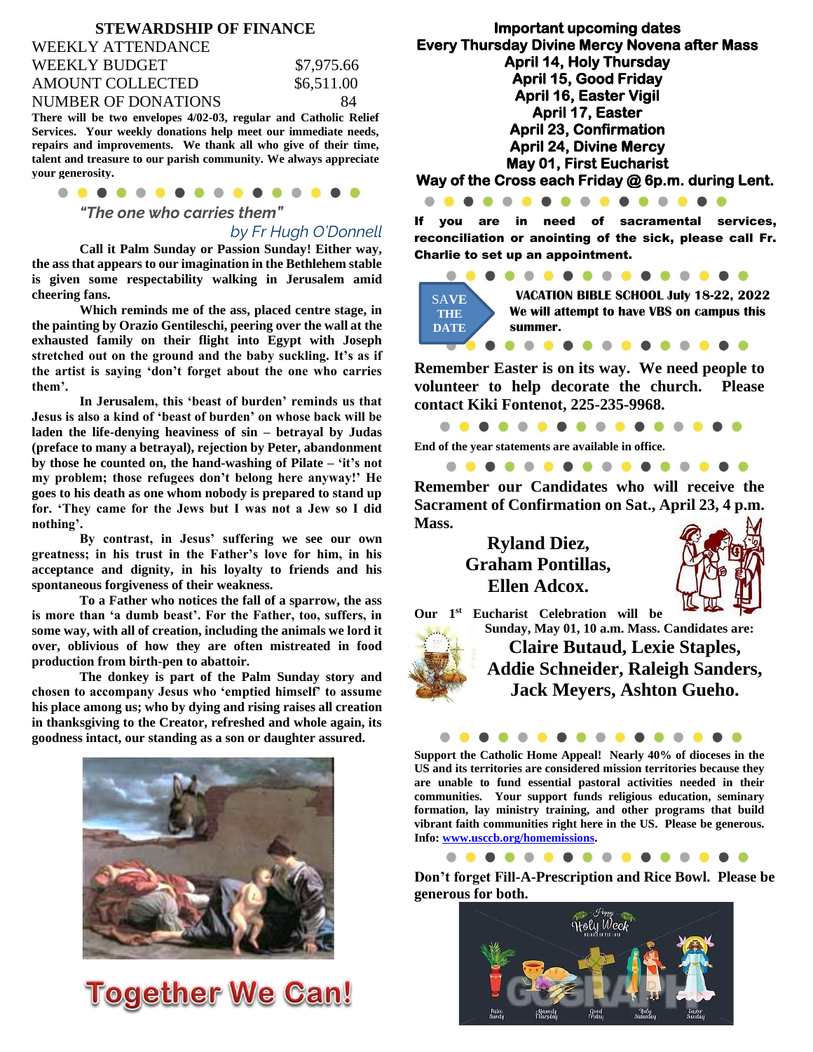## STEWARDSHIP OF FINANCE

| | |
|---|---|
| WEEKLY ATTENDANCE | |
| WEEKLY BUDGET | $7,975.66 |
| AMOUNT COLLECTED | $6,511.00 |
| NUMBER OF DONATIONS | 84 |

**There will be two envelopes 4/02-03, regular and Catholic Relief Services. Your weekly donations help meet our immediate needs, repairs and improvements. We thank all who give of their time, talent and treasure to our parish community. We always appreciate your generosity.**

### *"The one who carries them"*

*by Fr Hugh O'Donnell*

**Call it Palm Sunday or Passion Sunday! Either way, the ass that appears to our imagination in the Bethlehem stable is given some respectability walking in Jerusalem amid cheering fans.**

**Which reminds me of the ass, placed centre stage, in the painting by Orazio Gentileschi, peering over the wall at the exhausted family on their flight into Egypt with Joseph stretched out on the ground and the baby suckling. It's as if the artist is saying 'don't forget about the one who carries them'.**

**In Jerusalem, this 'beast of burden' reminds us that Jesus is also a kind of 'beast of burden' on whose back will be laden the life-denying heaviness of sin – betrayal by Judas (preface to many a betrayal), rejection by Peter, abandonment by those he counted on, the hand-washing of Pilate – 'it's not my problem; those refugees don't belong here anyway!' He goes to his death as one whom nobody is prepared to stand up for. 'They came for the Jews but I was not a Jew so I did nothing'.**

**By contrast, in Jesus' suffering we see our own greatness; in his trust in the Father's love for him, in his acceptance and dignity, in his loyalty to friends and his spontaneous forgiveness of their weakness.**

**To a Father who notices the fall of a sparrow, the ass is more than 'a dumb beast'. For the Father, too, suffers, in some way, with all of creation, including the animals we lord it over, oblivious of how they are often mistreated in food production from birth-pen to abattoir.**

**The donkey is part of the Palm Sunday story and chosen to accompany Jesus who 'emptied himself' to assume his place among us; who by dying and rising raises all creation in thanksgiving to the Creator, refreshed and whole again, its goodness intact, our standing as a son or daughter assured.**

# Together We Can!

**Important upcoming dates**
**Every Thursday Divine Mercy Novena after Mass**
**April 14, Holy Thursday**
**April 15, Good Friday**
**April 16, Easter Vigil**
**April 17, Easter**
**April 23, Confirmation**
**April 24, Divine Mercy**
**May 01, First Eucharist**
**Way of the Cross each Friday @ 6p.m. during Lent.**

**If you are in need of sacramental services, reconciliation or anointing of the sick, please call Fr. Charlie to set up an appointment.**

**SAVE THE DATE**

**VACATION BIBLE SCHOOL July 18-22, 2022**
**We will attempt to have VBS on campus this summer.**

**Remember Easter is on its way. We need people to volunteer to help decorate the church. Please contact Kiki Fontenot, 225-235-9968.**

**End of the year statements are available in office.**

**Remember our Candidates who will receive the Sacrament of Confirmation on Sat., April 23, 4 p.m. Mass.**

**Ryland Diez,**
**Graham Pontillas,**
**Ellen Adcox.**

**Our 1st Eucharist Celebration will be Sunday, May 01, 10 a.m. Mass. Candidates are:**

**Claire Butaud, Lexie Staples,**
**Addie Schneider, Raleigh Sanders,**
**Jack Meyers, Ashton Gueho.**

**Support the Catholic Home Appeal! Nearly 40% of dioceses in the US and its territories are considered mission territories because they are unable to fund essential pastoral activities needed in their communities. Your support funds religious education, seminary formation, lay ministry training, and other programs that build vibrant faith communities right here in the US. Please be generous. Info: www.usccb.org/homemissions.**

**Don't forget Fill-A-Prescription and Rice Bowl. Please be generous for both.**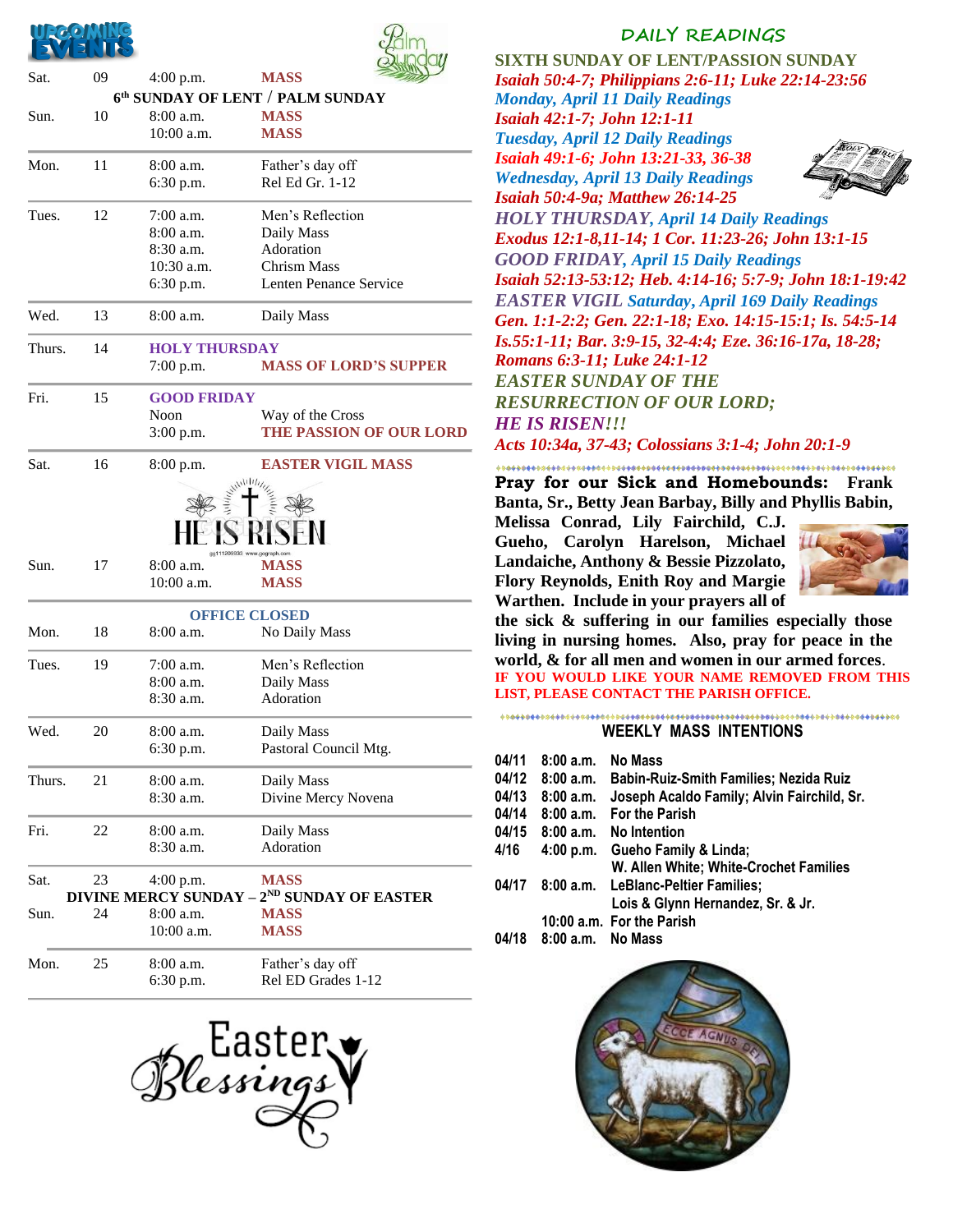## UPCOMING EVENTS

| Day | Date | Time | Event |
|---|---|---|---|
| Sat. | 09 | 4:00 p.m. | **MASS** |
| | | **6th SUNDAY OF LENT / PALM SUNDAY** | |
| Sun. | 10 | 8:00 a.m. | **MASS** |
| | | 10:00 a.m. | **MASS** |
| Mon. | 11 | 8:00 a.m. | Father's day off |
| | | 6:30 p.m. | Rel Ed Gr. 1-12 |
| Tues. | 12 | 7:00 a.m. | Men's Reflection |
| | | 8:00 a.m. | Daily Mass |
| | | 8:30 a.m. | Adoration |
| | | 10:30 a.m. | Chrism Mass |
| | | 6:30 p.m. | Lenten Penance Service |
| Wed. | 13 | 8:00 a.m. | Daily Mass |
| Thurs. | 14 | **HOLY THURSDAY** | |
| | | 7:00 p.m. | **MASS OF LORD'S SUPPER** |
| Fri. | 15 | **GOOD FRIDAY** | |
| | | Noon | Way of the Cross |
| | | 3:00 p.m. | **THE PASSION OF OUR LORD** |
| Sat. | 16 | 8:00 p.m. | **EASTER VIGIL MASS** |
| | | **HE IS RISEN** | |
| Sun. | 17 | 8:00 a.m. | **MASS** |
| | | 10:00 a.m. | **MASS** |
| | | **OFFICE CLOSED** | |
| Mon. | 18 | 8:00 a.m. | No Daily Mass |
| Tues. | 19 | 7:00 a.m. | Men's Reflection |
| | | 8:00 a.m. | Daily Mass |
| | | 8:30 a.m. | Adoration |
| Wed. | 20 | 8:00 a.m. | Daily Mass |
| | | 6:30 p.m. | Pastoral Council Mtg. |
| Thurs. | 21 | 8:00 a.m. | Daily Mass |
| | | 8:30 a.m. | Divine Mercy Novena |
| Fri. | 22 | 8:00 a.m. | Daily Mass |
| | | 8:30 a.m. | Adoration |
| Sat. | 23 | 4:00 p.m. | **MASS** |
| | | **DIVINE MERCY SUNDAY – 2ND SUNDAY OF EASTER** | |
| Sun. | 24 | 8:00 a.m. | **MASS** |
| | | 10:00 a.m. | **MASS** |
| Mon. | 25 | 8:00 a.m. | Father's day off |
| | | 6:30 p.m. | Rel ED Grades 1-12 |

Easter Blessings

## DAILY READINGS

**SIXTH SUNDAY OF LENT/PASSION SUNDAY**
***Isaiah 50:4-7; Philippians 2:6-11; Luke 22:14-23:56***
***Monday, April 11 Daily Readings***
***Isaiah 42:1-7; John 12:1-11***
***Tuesday, April 12 Daily Readings***
***Isaiah 49:1-6; John 13:21-33, 36-38***
***Wednesday, April 13 Daily Readings***
***Isaiah 50:4-9a; Matthew 26:14-25***
***HOLY THURSDAY, April 14 Daily Readings***
***Exodus 12:1-8,11-14; 1 Cor. 11:23-26; John 13:1-15***
***GOOD FRIDAY, April 15 Daily Readings***
***Isaiah 52:13-53:12; Heb. 4:14-16; 5:7-9; John 18:1-19:42***
***EASTER VIGIL Saturday, April 169 Daily Readings***
***Gen. 1:1-2:2; Gen. 22:1-18; Exo. 14:15-15:1; Is. 54:5-14 Is.55:1-11; Bar. 3:9-15, 32-4:4; Eze. 36:16-17a, 18-28; Romans 6:3-11; Luke 24:1-12***
***EASTER SUNDAY OF THE RESURRECTION OF OUR LORD;***
***HE IS RISEN!!!***
***Acts 10:34a, 37-43; Colossians 3:1-4; John 20:1-9***

**Pray for our Sick and Homebounds: Frank Banta, Sr., Betty Jean Barbay, Billy and Phyllis Babin, Melissa Conrad, Lily Fairchild, C.J. Gueho, Carolyn Harelson, Michael Landaiche, Anthony & Bessie Pizzolato, Flory Reynolds, Enith Roy and Margie Warthen. Include in your prayers all of the sick & suffering in our families especially those living in nursing homes. Also, pray for peace in the world, & for all men and women in our armed forces.**
**IF YOU WOULD LIKE YOUR NAME REMOVED FROM THIS LIST, PLEASE CONTACT THE PARISH OFFICE.**

## WEEKLY MASS INTENTIONS

| Date | Time | Intention |
|---|---|---|
| 04/11 | 8:00 a.m. | No Mass |
| 04/12 | 8:00 a.m. | Babin-Ruiz-Smith Families; Nezida Ruiz |
| 04/13 | 8:00 a.m. | Joseph Acaldo Family; Alvin Fairchild, Sr. |
| 04/14 | 8:00 a.m. | For the Parish |
| 04/15 | 8:00 a.m. | No Intention |
| 4/16 | 4:00 p.m. | Gueho Family & Linda; W. Allen White; White-Crochet Families |
| 04/17 | 8:00 a.m. | LeBlanc-Peltier Families; Lois & Glynn Hernandez, Sr. & Jr. |
| | 10:00 a.m. | For the Parish |
| 04/18 | 8:00 a.m. | No Mass |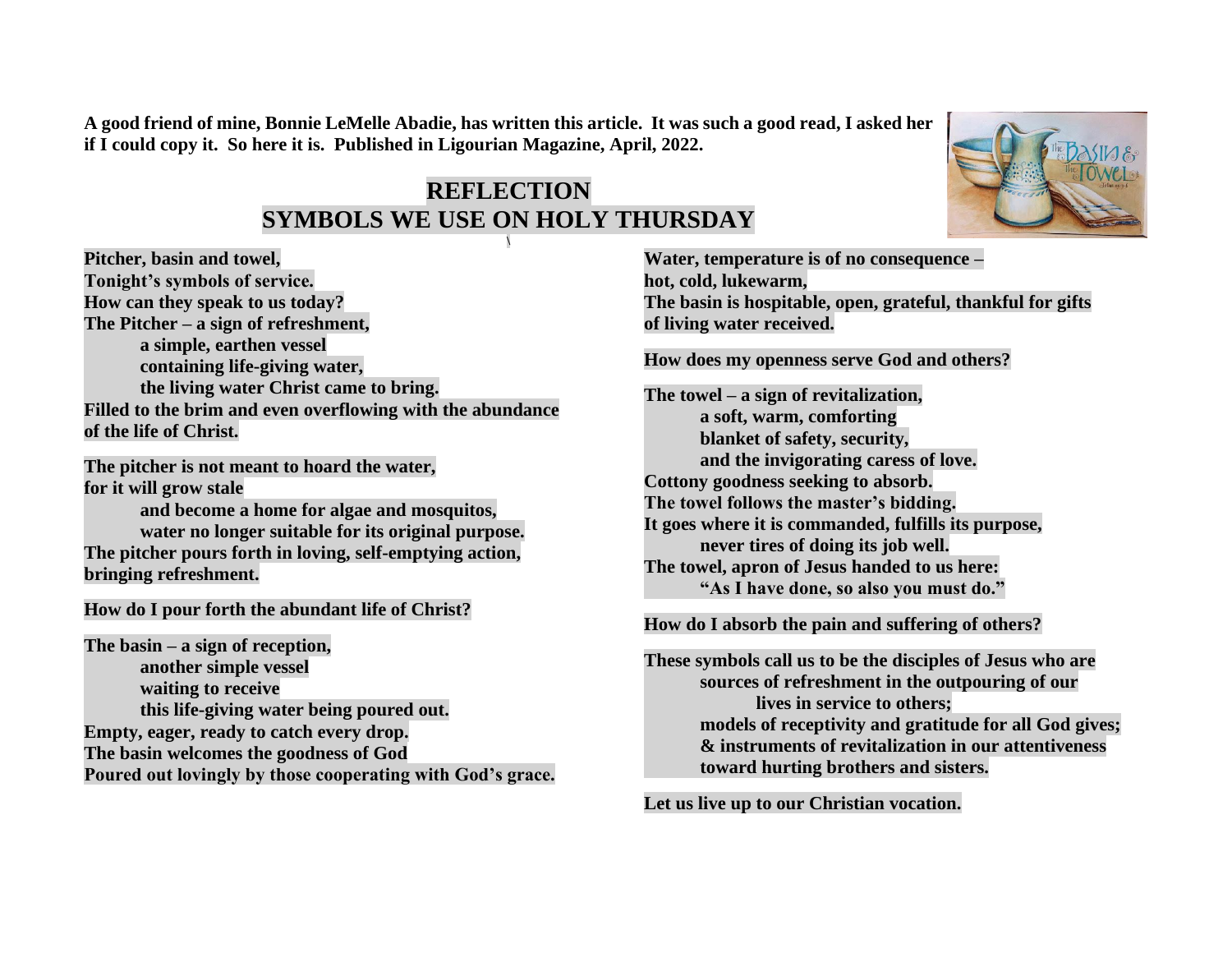**A good friend of mine, Bonnie LeMelle Abadie, has written this article. It was such a good read, I asked her if I could copy it. So here it is. Published in Ligourian Magazine, April, 2022.**

# REFLECTION
# SYMBOLS WE USE ON HOLY THURSDAY

**Pitcher, basin and towel,**
**Tonight's symbols of service.**
**How can they speak to us today?**
**The Pitcher – a sign of refreshment,**
&nbsp;&nbsp;&nbsp;&nbsp;&nbsp;&nbsp;&nbsp;&nbsp;**a simple, earthen vessel**
&nbsp;&nbsp;&nbsp;&nbsp;&nbsp;&nbsp;&nbsp;&nbsp;**containing life-giving water,**
&nbsp;&nbsp;&nbsp;&nbsp;&nbsp;&nbsp;&nbsp;&nbsp;**the living water Christ came to bring.**
**Filled to the brim and even overflowing with the abundance of the life of Christ.**

**The pitcher is not meant to hoard the water,**
**for it will grow stale**
&nbsp;&nbsp;&nbsp;&nbsp;&nbsp;&nbsp;&nbsp;&nbsp;**and become a home for algae and mosquitos,**
&nbsp;&nbsp;&nbsp;&nbsp;&nbsp;&nbsp;&nbsp;&nbsp;**water no longer suitable for its original purpose.**
**The pitcher pours forth in loving, self-emptying action, bringing refreshment.**

**How do I pour forth the abundant life of Christ?**

**The basin – a sign of reception,**
&nbsp;&nbsp;&nbsp;&nbsp;&nbsp;&nbsp;&nbsp;&nbsp;**another simple vessel**
&nbsp;&nbsp;&nbsp;&nbsp;&nbsp;&nbsp;&nbsp;&nbsp;**waiting to receive**
&nbsp;&nbsp;&nbsp;&nbsp;&nbsp;&nbsp;&nbsp;&nbsp;**this life-giving water being poured out.**
**Empty, eager, ready to catch every drop.**
**The basin welcomes the goodness of God**
**Poured out lovingly by those cooperating with God's grace.**

**Water, temperature is of no consequence –**
**hot, cold, lukewarm,**
**The basin is hospitable, open, grateful, thankful for gifts of living water received.**

**How does my openness serve God and others?**

**The towel – a sign of revitalization,**
&nbsp;&nbsp;&nbsp;&nbsp;&nbsp;&nbsp;&nbsp;&nbsp;**a soft, warm, comforting**
&nbsp;&nbsp;&nbsp;&nbsp;&nbsp;&nbsp;&nbsp;&nbsp;**blanket of safety, security,**
&nbsp;&nbsp;&nbsp;&nbsp;&nbsp;&nbsp;&nbsp;&nbsp;**and the invigorating caress of love.**
**Cottony goodness seeking to absorb.**
**The towel follows the master's bidding.**
**It goes where it is commanded, fulfills its purpose,**
&nbsp;&nbsp;&nbsp;&nbsp;&nbsp;&nbsp;&nbsp;&nbsp;**never tires of doing its job well.**
**The towel, apron of Jesus handed to us here:**
&nbsp;&nbsp;&nbsp;&nbsp;&nbsp;&nbsp;&nbsp;&nbsp;**"As I have done, so also you must do."**

**How do I absorb the pain and suffering of others?**

**These symbols call us to be the disciples of Jesus who are**
&nbsp;&nbsp;&nbsp;&nbsp;&nbsp;&nbsp;&nbsp;&nbsp;**sources of refreshment in the outpouring of our**
&nbsp;&nbsp;&nbsp;&nbsp;&nbsp;&nbsp;&nbsp;&nbsp;&nbsp;&nbsp;&nbsp;&nbsp;&nbsp;&nbsp;&nbsp;&nbsp;**lives in service to others;**
&nbsp;&nbsp;&nbsp;&nbsp;&nbsp;&nbsp;&nbsp;&nbsp;**models of receptivity and gratitude for all God gives;**
&nbsp;&nbsp;&nbsp;&nbsp;&nbsp;&nbsp;&nbsp;&nbsp;**& instruments of revitalization in our attentiveness**
&nbsp;&nbsp;&nbsp;&nbsp;&nbsp;&nbsp;&nbsp;&nbsp;**toward hurting brothers and sisters.**

**Let us live up to our Christian vocation.**